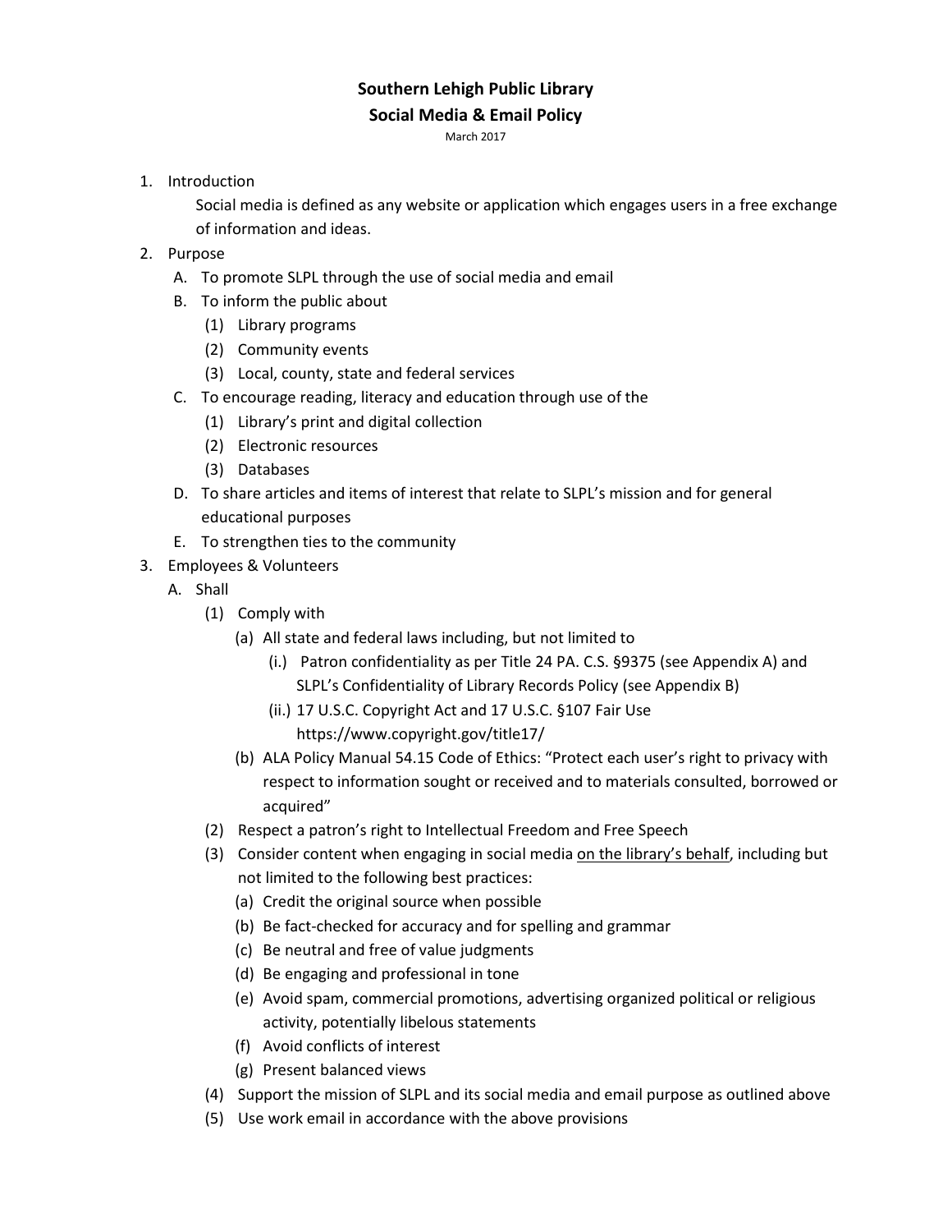# Southern Lehigh Public Library
## Social Media & Email Policy

March 2017

1. Introduction

   Social media is defined as any website or application which engages users in a free exchange of information and ideas.

2. Purpose
   - A. To promote SLPL through the use of social media and email
   - B. To inform the public about
     - (1) Library programs
     - (2) Community events
     - (3) Local, county, state and federal services
   - C. To encourage reading, literacy and education through use of the
     - (1) Library's print and digital collection
     - (2) Electronic resources
     - (3) Databases
   - D. To share articles and items of interest that relate to SLPL's mission and for general educational purposes
   - E. To strengthen ties to the community

3. Employees & Volunteers
   - A. Shall
     - (1) Comply with
       - (a) All state and federal laws including, but not limited to
         - (i.) Patron confidentiality as per Title 24 PA. C.S. §9375 (see Appendix A) and SLPL's Confidentiality of Library Records Policy (see Appendix B)
         - (ii.) 17 U.S.C. Copyright Act and 17 U.S.C. §107 Fair Use https://www.copyright.gov/title17/
       - (b) ALA Policy Manual 54.15 Code of Ethics: "Protect each user's right to privacy with respect to information sought or received and to materials consulted, borrowed or acquired"
     - (2) Respect a patron's right to Intellectual Freedom and Free Speech
     - (3) Consider content when engaging in social media <u>on the library's behalf</u>, including but not limited to the following best practices:
       - (a) Credit the original source when possible
       - (b) Be fact-checked for accuracy and for spelling and grammar
       - (c) Be neutral and free of value judgments
       - (d) Be engaging and professional in tone
       - (e) Avoid spam, commercial promotions, advertising organized political or religious activity, potentially libelous statements
       - (f) Avoid conflicts of interest
       - (g) Present balanced views
     - (4) Support the mission of SLPL and its social media and email purpose as outlined above
     - (5) Use work email in accordance with the above provisions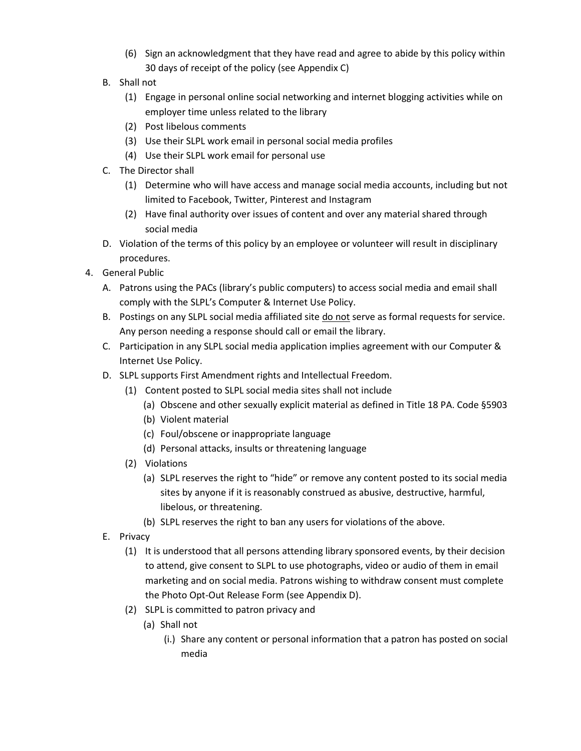(6) Sign an acknowledgment that they have read and agree to abide by this policy within 30 days of receipt of the policy (see Appendix C)

B. Shall not
   (1) Engage in personal online social networking and internet blogging activities while on employer time unless related to the library
   (2) Post libelous comments
   (3) Use their SLPL work email in personal social media profiles
   (4) Use their SLPL work email for personal use

C. The Director shall
   (1) Determine who will have access and manage social media accounts, including but not limited to Facebook, Twitter, Pinterest and Instagram
   (2) Have final authority over issues of content and over any material shared through social media

D. Violation of the terms of this policy by an employee or volunteer will result in disciplinary procedures.

4. General Public
   A. Patrons using the PACs (library's public computers) to access social media and email shall comply with the SLPL's Computer & Internet Use Policy.
   B. Postings on any SLPL social media affiliated site <u>do not</u> serve as formal requests for service. Any person needing a response should call or email the library.
   C. Participation in any SLPL social media application implies agreement with our Computer & Internet Use Policy.
   D. SLPL supports First Amendment rights and Intellectual Freedom.
      (1) Content posted to SLPL social media sites shall not include
         (a) Obscene and other sexually explicit material as defined in Title 18 PA. Code §5903
         (b) Violent material
         (c) Foul/obscene or inappropriate language
         (d) Personal attacks, insults or threatening language
      (2) Violations
         (a) SLPL reserves the right to "hide" or remove any content posted to its social media sites by anyone if it is reasonably construed as abusive, destructive, harmful, libelous, or threatening.
         (b) SLPL reserves the right to ban any users for violations of the above.
   E. Privacy
      (1) It is understood that all persons attending library sponsored events, by their decision to attend, give consent to SLPL to use photographs, video or audio of them in email marketing and on social media. Patrons wishing to withdraw consent must complete the Photo Opt-Out Release Form (see Appendix D).
      (2) SLPL is committed to patron privacy and
         (a) Shall not
            (i.) Share any content or personal information that a patron has posted on social media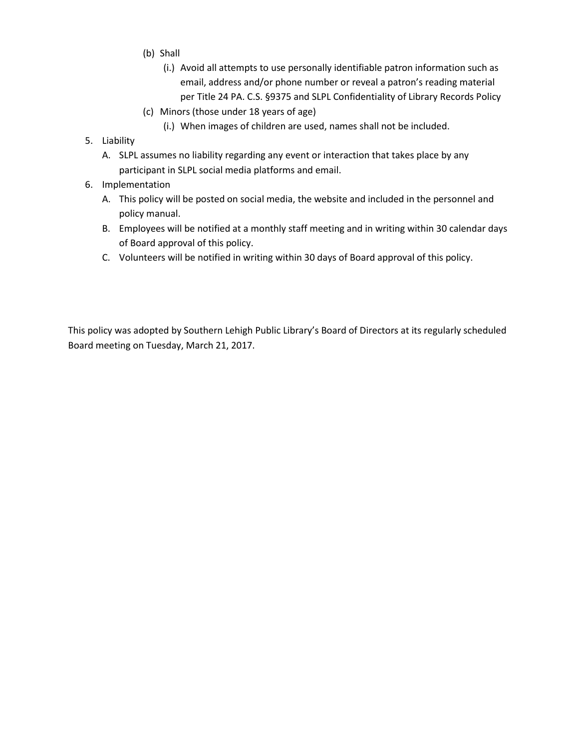(b) Shall

   (i.) Avoid all attempts to use personally identifiable patron information such as email, address and/or phone number or reveal a patron's reading material per Title 24 PA. C.S. §9375 and SLPL Confidentiality of Library Records Policy

(c) Minors (those under 18 years of age)

   (i.) When images of children are used, names shall not be included.

5. Liability
   A. SLPL assumes no liability regarding any event or interaction that takes place by any participant in SLPL social media platforms and email.
6. Implementation
   A. This policy will be posted on social media, the website and included in the personnel and policy manual.
   B. Employees will be notified at a monthly staff meeting and in writing within 30 calendar days of Board approval of this policy.
   C. Volunteers will be notified in writing within 30 days of Board approval of this policy.

This policy was adopted by Southern Lehigh Public Library's Board of Directors at its regularly scheduled Board meeting on Tuesday, March 21, 2017.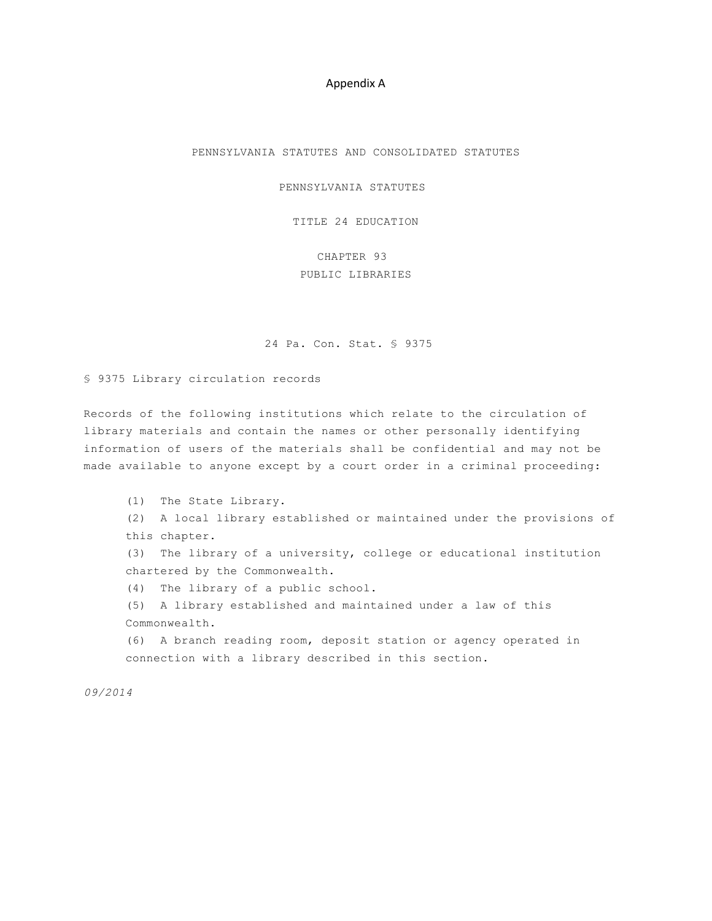# Appendix A

PENNSYLVANIA STATUTES AND CONSOLIDATED STATUTES

PENNSYLVANIA STATUTES

TITLE 24 EDUCATION

CHAPTER 93
PUBLIC LIBRARIES

24 Pa. Con. Stat. § 9375

§ 9375 Library circulation records

Records of the following institutions which relate to the circulation of library materials and contain the names or other personally identifying information of users of the materials shall be confidential and may not be made available to anyone except by a court order in a criminal proceeding:

(1) The State Library.
(2) A local library established or maintained under the provisions of this chapter.
(3) The library of a university, college or educational institution chartered by the Commonwealth.
(4) The library of a public school.
(5) A library established and maintained under a law of this Commonwealth.
(6) A branch reading room, deposit station or agency operated in connection with a library described in this section.

*09/2014*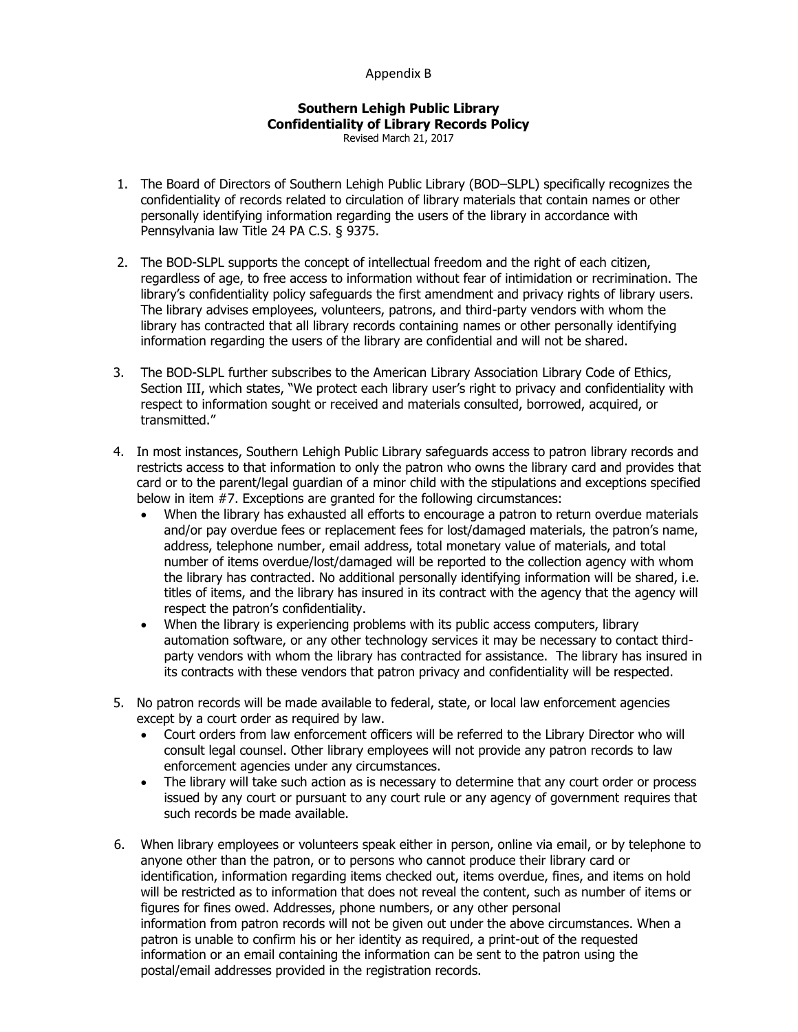Appendix B

# Southern Lehigh Public Library
## Confidentiality of Library Records Policy

Revised March 21, 2017

1. The Board of Directors of Southern Lehigh Public Library (BOD–SLPL) specifically recognizes the confidentiality of records related to circulation of library materials that contain names or other personally identifying information regarding the users of the library in accordance with Pennsylvania law Title 24 PA C.S. § 9375.

2. The BOD-SLPL supports the concept of intellectual freedom and the right of each citizen, regardless of age, to free access to information without fear of intimidation or recrimination. The library's confidentiality policy safeguards the first amendment and privacy rights of library users. The library advises employees, volunteers, patrons, and third-party vendors with whom the library has contracted that all library records containing names or other personally identifying information regarding the users of the library are confidential and will not be shared.

3. The BOD-SLPL further subscribes to the American Library Association Library Code of Ethics, Section III, which states, "We protect each library user's right to privacy and confidentiality with respect to information sought or received and materials consulted, borrowed, acquired, or transmitted."

4. In most instances, Southern Lehigh Public Library safeguards access to patron library records and restricts access to that information to only the patron who owns the library card and provides that card or to the parent/legal guardian of a minor child with the stipulations and exceptions specified below in item #7. Exceptions are granted for the following circumstances:
   - When the library has exhausted all efforts to encourage a patron to return overdue materials and/or pay overdue fees or replacement fees for lost/damaged materials, the patron's name, address, telephone number, email address, total monetary value of materials, and total number of items overdue/lost/damaged will be reported to the collection agency with whom the library has contracted. No additional personally identifying information will be shared, i.e. titles of items, and the library has insured in its contract with the agency that the agency will respect the patron's confidentiality.
   - When the library is experiencing problems with its public access computers, library automation software, or any other technology services it may be necessary to contact third-party vendors with whom the library has contracted for assistance. The library has insured in its contracts with these vendors that patron privacy and confidentiality will be respected.

5. No patron records will be made available to federal, state, or local law enforcement agencies except by a court order as required by law.
   - Court orders from law enforcement officers will be referred to the Library Director who will consult legal counsel. Other library employees will not provide any patron records to law enforcement agencies under any circumstances.
   - The library will take such action as is necessary to determine that any court order or process issued by any court or pursuant to any court rule or any agency of government requires that such records be made available.

6. When library employees or volunteers speak either in person, online via email, or by telephone to anyone other than the patron, or to persons who cannot produce their library card or identification, information regarding items checked out, items overdue, fines, and items on hold will be restricted as to information that does not reveal the content, such as number of items or figures for fines owed. Addresses, phone numbers, or any other personal information from patron records will not be given out under the above circumstances. When a patron is unable to confirm his or her identity as required, a print-out of the requested information or an email containing the information can be sent to the patron using the postal/email addresses provided in the registration records.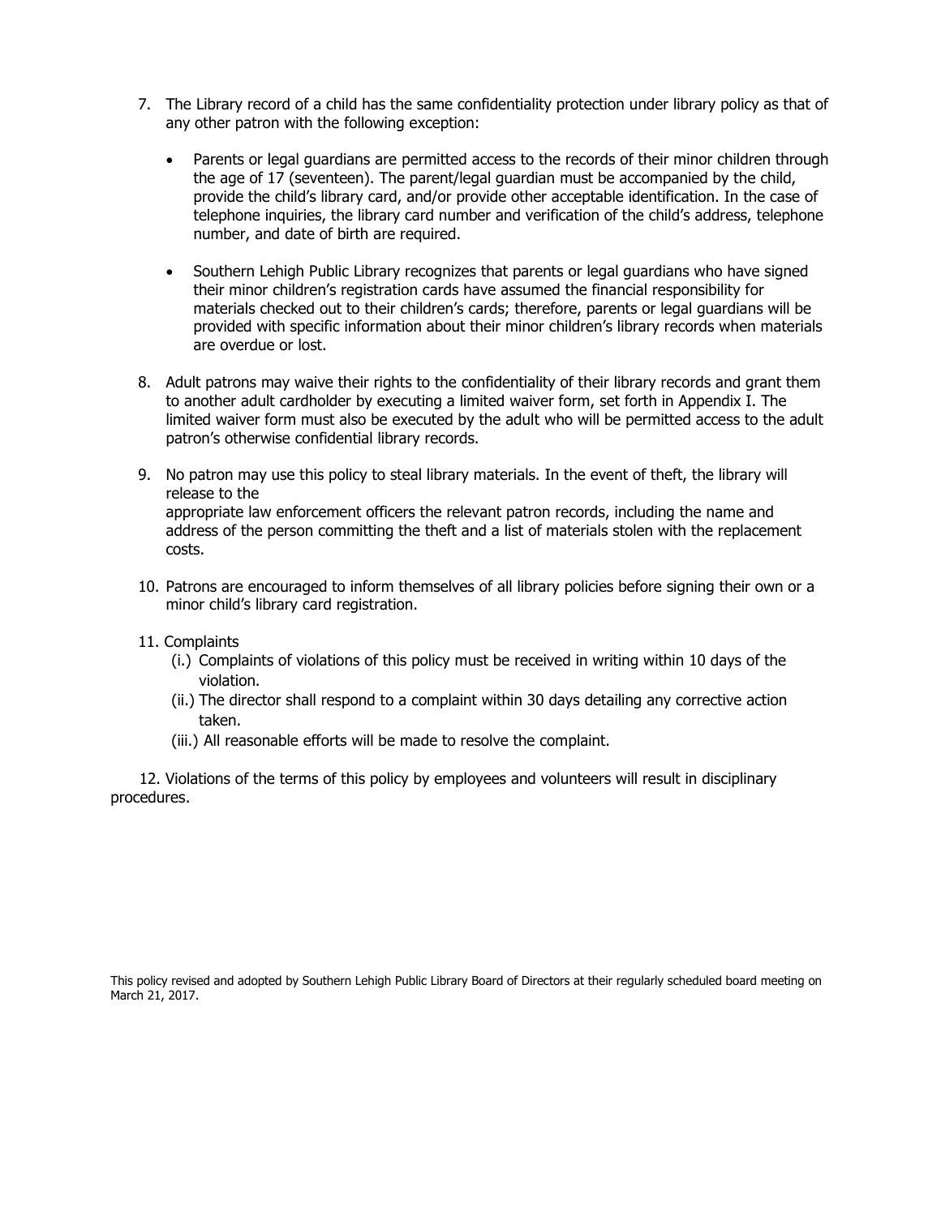7. The Library record of a child has the same confidentiality protection under library policy as that of any other patron with the following exception:

   - Parents or legal guardians are permitted access to the records of their minor children through the age of 17 (seventeen). The parent/legal guardian must be accompanied by the child, provide the child's library card, and/or provide other acceptable identification. In the case of telephone inquiries, the library card number and verification of the child's address, telephone number, and date of birth are required.

   - Southern Lehigh Public Library recognizes that parents or legal guardians who have signed their minor children's registration cards have assumed the financial responsibility for materials checked out to their children's cards; therefore, parents or legal guardians will be provided with specific information about their minor children's library records when materials are overdue or lost.

8. Adult patrons may waive their rights to the confidentiality of their library records and grant them to another adult cardholder by executing a limited waiver form, set forth in Appendix I. The limited waiver form must also be executed by the adult who will be permitted access to the adult patron's otherwise confidential library records.

9. No patron may use this policy to steal library materials. In the event of theft, the library will release to the
   appropriate law enforcement officers the relevant patron records, including the name and address of the person committing the theft and a list of materials stolen with the replacement costs.

10. Patrons are encouraged to inform themselves of all library policies before signing their own or a minor child's library card registration.

11. Complaints
    (i.) Complaints of violations of this policy must be received in writing within 10 days of the violation.
    (ii.) The director shall respond to a complaint within 30 days detailing any corrective action taken.
    (iii.) All reasonable efforts will be made to resolve the complaint.

12. Violations of the terms of this policy by employees and volunteers will result in disciplinary procedures.

This policy revised and adopted by Southern Lehigh Public Library Board of Directors at their regularly scheduled board meeting on March 21, 2017.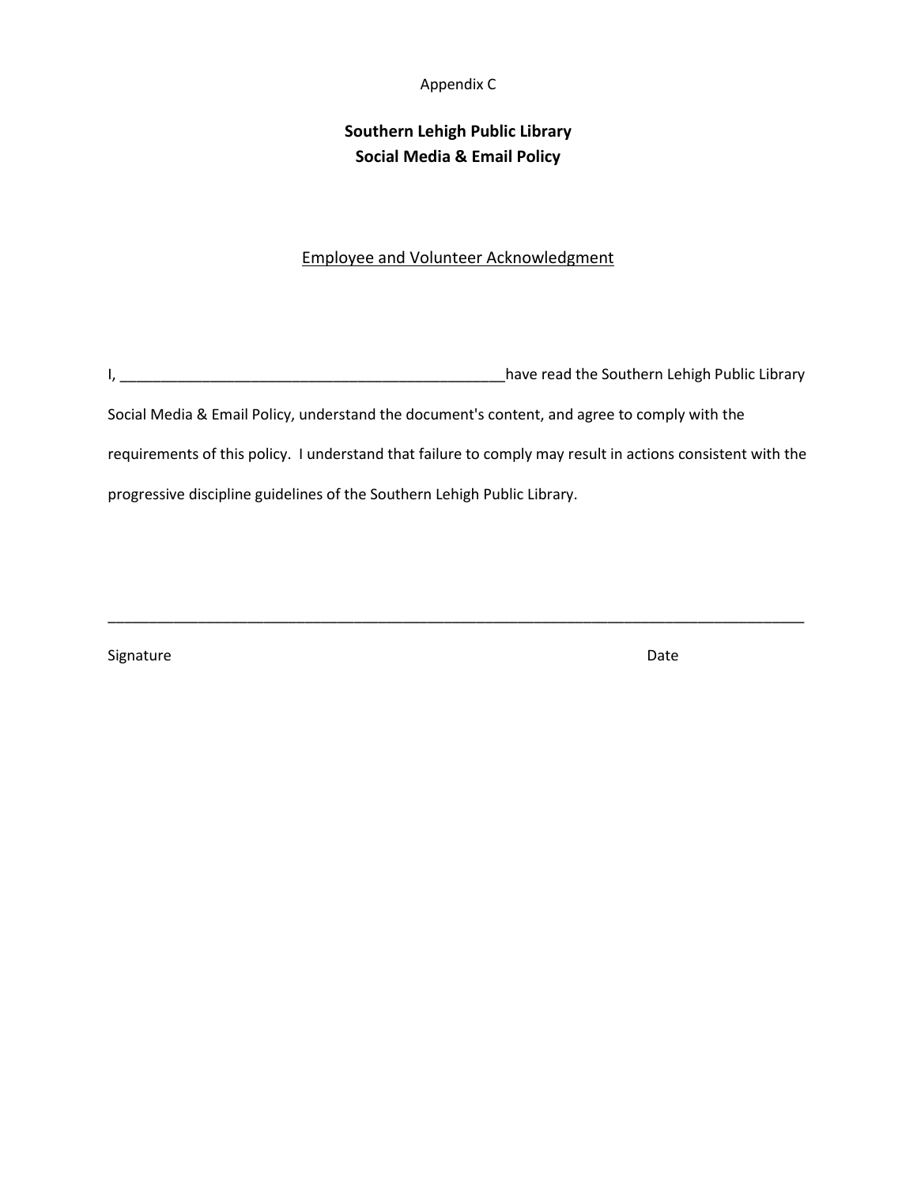Appendix C

# Southern Lehigh Public Library
# Social Media & Email Policy

## Employee and Volunteer Acknowledgment

I, ________________________________________________have read the Southern Lehigh Public Library Social Media & Email Policy, understand the document's content, and agree to comply with the requirements of this policy. I understand that failure to comply may result in actions consistent with the progressive discipline guidelines of the Southern Lehigh Public Library.

___________________________________________________________________________________

Signature                                                                                                                   Date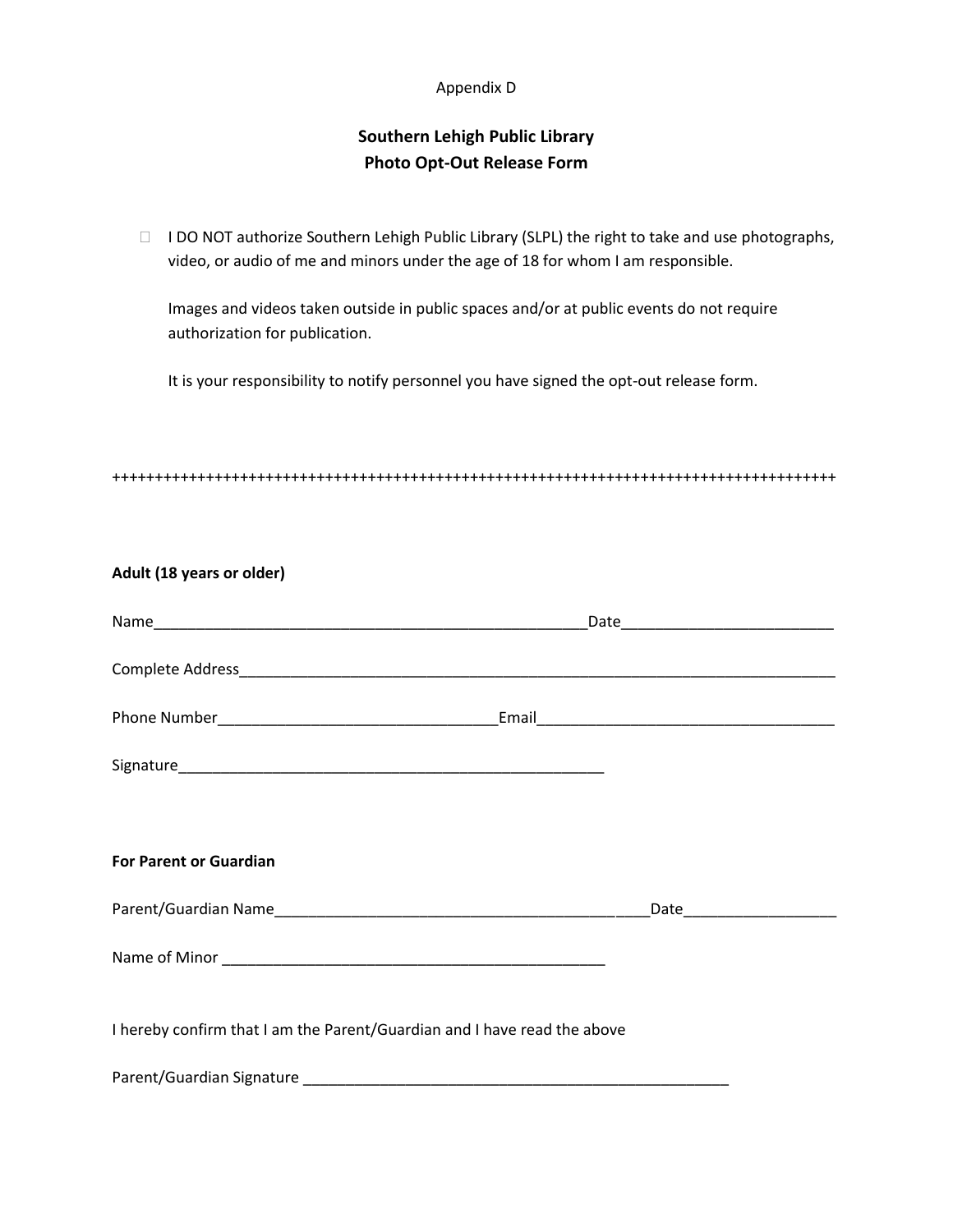Appendix D

# Southern Lehigh Public Library
# Photo Opt-Out Release Form

☐ I DO NOT authorize Southern Lehigh Public Library (SLPL) the right to take and use photographs, video, or audio of me and minors under the age of 18 for whom I am responsible.

Images and videos taken outside in public spaces and/or at public events do not require authorization for publication.

It is your responsibility to notify personnel you have signed the opt-out release form.

++++++++++++++++++++++++++++++++++++++++++++++++++++++++++++++++++++++++++++++++++++++++

**Adult (18 years or older)**

Name_____________________________________________________Date_________________________

Complete Address__________________________________________________________________________

Phone Number_________________________________Email___________________________________

Signature_____________________________________________________

**For Parent or Guardian**

Parent/Guardian Name_____________________________________________Date__________________

Name of Minor _______________________________________________

I hereby confirm that I am the Parent/Guardian and I have read the above

Parent/Guardian Signature _____________________________________________________